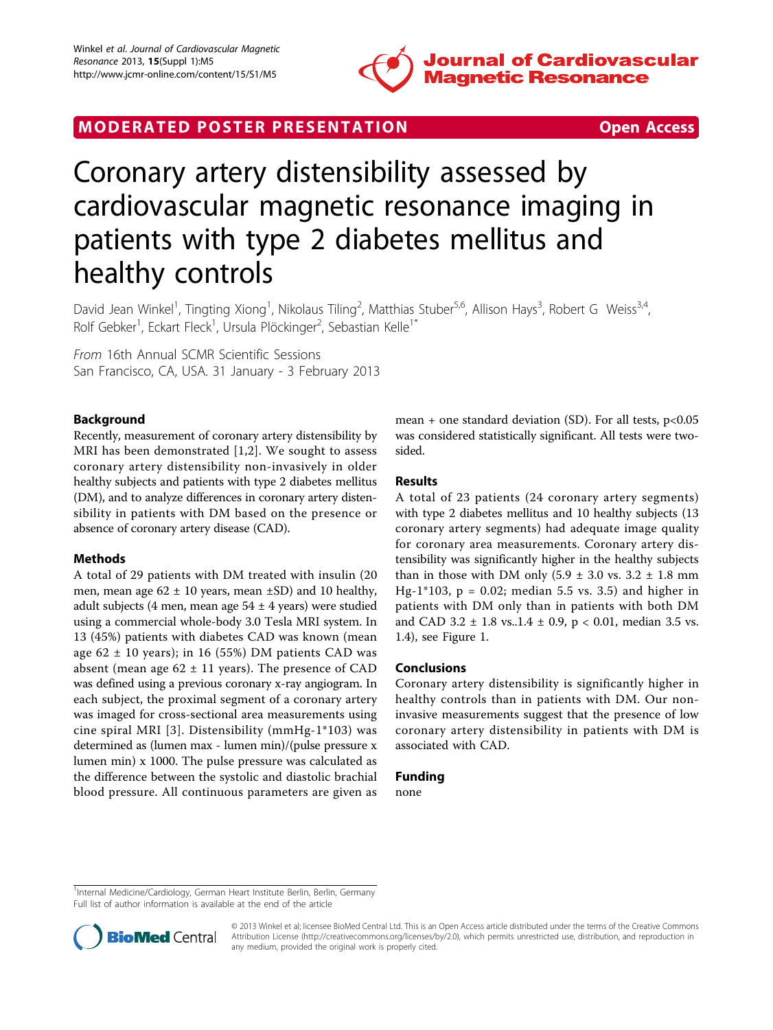MODERATED POSTER PRESENTATION **Open Access**

# Coronary artery distensibility assessed by cardiovascular magnetic resonance imaging in patients with type 2 diabetes mellitus and healthy controls

David Jean Winkel[1], Tingting Xiong[1], Nikolaus Tiling[2], Matthias Stuber[5,6], Allison Hays[3], Robert G Weiss[3,4], Rolf Gebker[1], Eckart Fleck[1], Ursula Plöckinger[2], Sebastian Kelle[1*]

*From* 16th Annual SCMR Scientific Sessions
San Francisco, CA, USA. 31 January - 3 February 2013

## Background

Recently, measurement of coronary artery distensibility by MRI has been demonstrated [1,2]. We sought to assess coronary artery distensibility non-invasively in older healthy subjects and patients with type 2 diabetes mellitus (DM), and to analyze differences in coronary artery distensibility in patients with DM based on the presence or absence of coronary artery disease (CAD).

## Methods

A total of 29 patients with DM treated with insulin (20 men, mean age 62 ± 10 years, mean ±SD) and 10 healthy, adult subjects (4 men, mean age 54 ± 4 years) were studied using a commercial whole-body 3.0 Tesla MRI system. In 13 (45%) patients with diabetes CAD was known (mean age 62 ± 10 years); in 16 (55%) DM patients CAD was absent (mean age 62 ± 11 years). The presence of CAD was defined using a previous coronary x-ray angiogram. In each subject, the proximal segment of a coronary artery was imaged for cross-sectional area measurements using cine spiral MRI [3]. Distensibility (mmHg-1*103) was determined as (lumen max - lumen min)/(pulse pressure x lumen min) x 1000. The pulse pressure was calculated as the difference between the systolic and diastolic brachial blood pressure. All continuous parameters are given as mean + one standard deviation (SD). For all tests, $p<0.05$ was considered statistically significant. All tests were two-sided.

## Results

A total of 23 patients (24 coronary artery segments) with type 2 diabetes mellitus and 10 healthy subjects (13 coronary artery segments) had adequate image quality for coronary area measurements. Coronary artery distensibility was significantly higher in the healthy subjects than in those with DM only (5.9 ± 3.0 vs. 3.2 ± 1.8 mm Hg-1*103, p = 0.02; median 5.5 vs. 3.5) and higher in patients with DM only than in patients with both DM and CAD 3.2 ± 1.8 vs..1.4 ± 0.9, p < 0.01, median 3.5 vs. 1.4), see Figure 1.

## Conclusions

Coronary artery distensibility is significantly higher in healthy controls than in patients with DM. Our non-invasive measurements suggest that the presence of low coronary artery distensibility in patients with DM is associated with CAD.

## Funding

none

[1]Internal Medicine/Cardiology, German Heart Institute Berlin, Berlin, Germany
Full list of author information is available at the end of the article

© 2013 Winkel et al; licensee BioMed Central Ltd. This is an Open Access article distributed under the terms of the Creative Commons Attribution License (http://creativecommons.org/licenses/by/2.0), which permits unrestricted use, distribution, and reproduction in any medium, provided the original work is properly cited.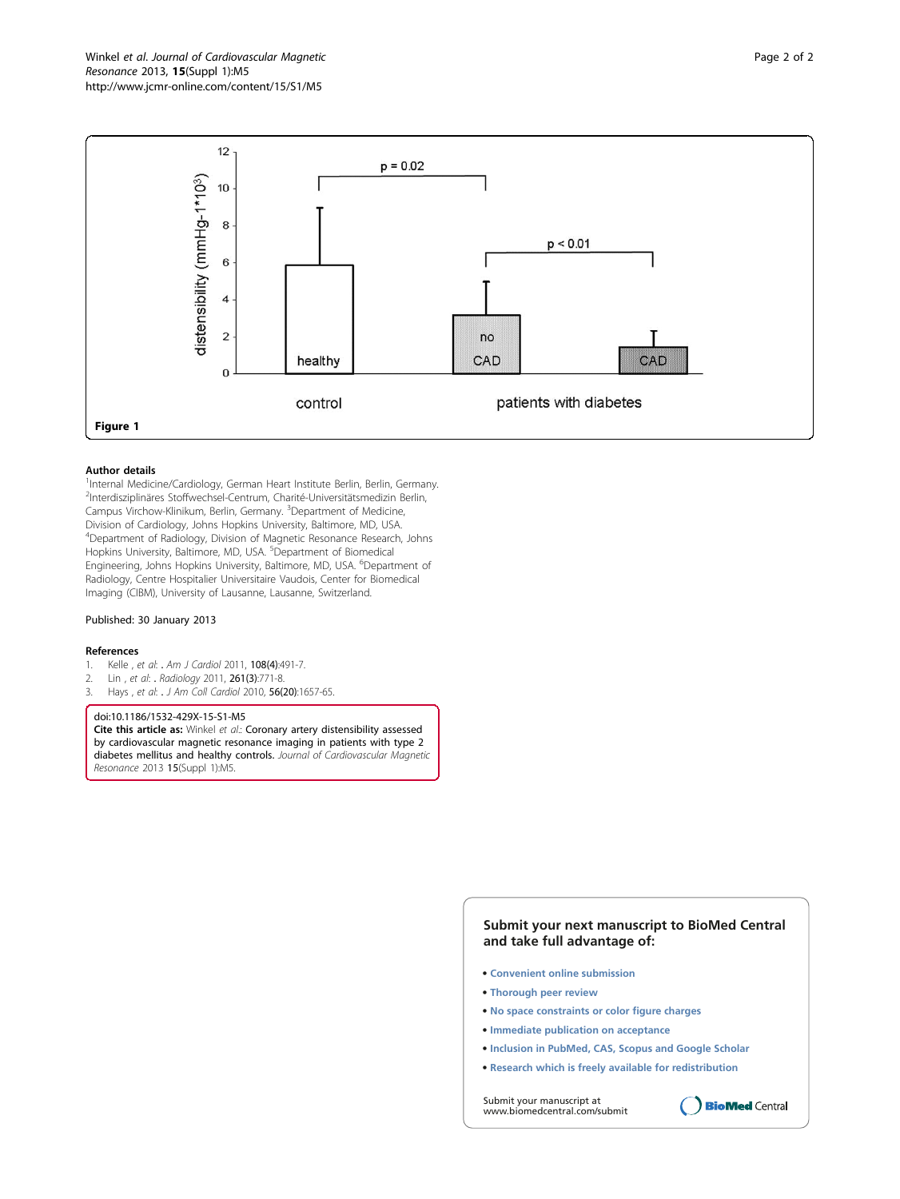12

10

8

6

4

2

0

distensibility (mmHg-1*10$^3$)

p = 0.02

p < 0.01

healthy

no CAD

CAD

control

patients with diabetes

**Figure 1**

### Author details

[1]Internal Medicine/Cardiology, German Heart Institute Berlin, Berlin, Germany. [2]Interdisziplinäres Stoffwechsel-Centrum, Charité-Universitätsmedizin Berlin, Campus Virchow-Klinikum, Berlin, Germany. [3]Department of Medicine, Division of Cardiology, Johns Hopkins University, Baltimore, MD, USA. [4]Department of Radiology, Division of Magnetic Resonance Research, Johns Hopkins University, Baltimore, MD, USA. [5]Department of Biomedical Engineering, Johns Hopkins University, Baltimore, MD, USA. [6]Department of Radiology, Centre Hospitalier Universitaire Vaudois, Center for Biomedical Imaging (CIBM), University of Lausanne, Lausanne, Switzerland.

Published: 30 January 2013

### References

1. Kelle , *et al*: . *Am J Cardiol* 2011, **108(4)**:491-7.
2. Lin , *et al*: . *Radiology* 2011, **261(3)**:771-8.
3. Hays , *et al*: . *J Am Coll Cardiol* 2010, **56(20)**:1657-65.

doi:10.1186/1532-429X-15-S1-M5

**Cite this article as:** Winkel *et al.*: Coronary artery distensibility assessed by cardiovascular magnetic resonance imaging in patients with type 2 diabetes mellitus and healthy controls. *Journal of Cardiovascular Magnetic Resonance* 2013 **15**(Suppl 1):M5.

**Submit your next manuscript to BioMed Central and take full advantage of:**

- Convenient online submission
- Thorough peer review
- No space constraints or color figure charges
- Immediate publication on acceptance
- Inclusion in PubMed, CAS, Scopus and Google Scholar
- Research which is freely available for redistribution

Submit your manuscript at www.biomedcentral.com/submit

BioMed Central